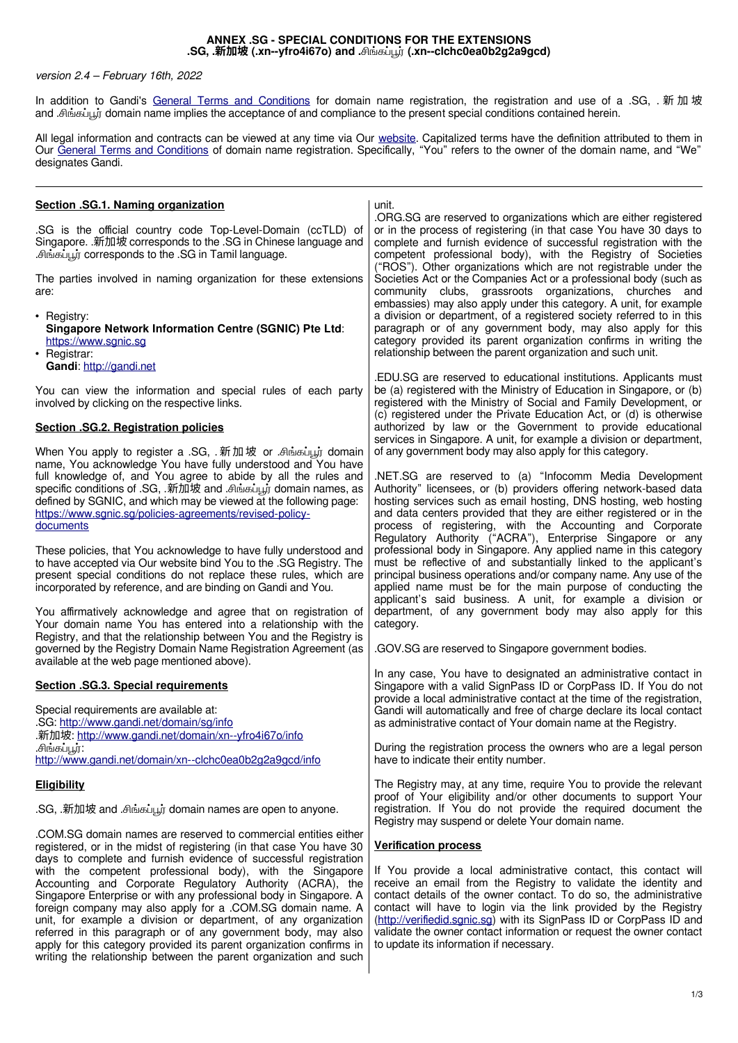# ANNEX .SG - SPECIAL CONDITIONS FOR THE EXTENSIONS .SG, .新加坡 (.xn--yfro4i67o) and .சிங்கப்பூர் (.xn--clchc0ea0b2g2a9gcd)

*version 2.4 – February 16th, 2022*

In addition to Gandi's General Terms and Conditions for domain name registration, the registration and use of a .SG, .新加坡 and .சிங்கப்பூர் domain name implies the acceptance of and compliance to the present special conditions contained herein.

All legal information and contracts can be viewed at any time via Our website. Capitalized terms have the definition attributed to them in Our General Terms and Conditions of domain name registration. Specifically, "You" refers to the owner of the domain name, and "We" designates Gandi.

---

## Section .SG.1. Naming organization

.SG is the official country code Top-Level-Domain (ccTLD) of Singapore. .新加坡 corresponds to the .SG in Chinese language and .சிங்கப்பூர் corresponds to the .SG in Tamil language.

The parties involved in naming organization for these extensions are:

- Registry:
  **Singapore Network Information Centre (SGNIC) Pte Ltd**: https://www.sgnic.sg
- Registrar:
  **Gandi**: http://gandi.net

You can view the information and special rules of each party involved by clicking on the respective links.

## Section .SG.2. Registration policies

When You apply to register a .SG, .新加坡 or .சிங்கப்பூர் domain name, You acknowledge You have fully understood and You have full knowledge of, and You agree to abide by all the rules and specific conditions of .SG, .新加坡 and .சிங்கப்பூர் domain names, as defined by SGNIC, and which may be viewed at the following page: https://www.sgnic.sg/policies-agreements/revised-policy-documents

These policies, that You acknowledge to have fully understood and to have accepted via Our website bind You to the .SG Registry. The present special conditions do not replace these rules, which are incorporated by reference, and are binding on Gandi and You.

You affirmatively acknowledge and agree that on registration of Your domain name You has entered into a relationship with the Registry, and that the relationship between You and the Registry is governed by the Registry Domain Name Registration Agreement (as available at the web page mentioned above).

## Section .SG.3. Special requirements

Special requirements are available at:
.SG: http://www.gandi.net/domain/sg/info
.新加坡: http://www.gandi.net/domain/xn--yfro4i67o/info
.சிங்கப்பூர்: http://www.gandi.net/domain/xn--clchc0ea0b2g2a9gcd/info

### Eligibility

.SG, .新加坡 and .சிங்கப்பூர் domain names are open to anyone.

.COM.SG domain names are reserved to commercial entities either registered, or in the midst of registering (in that case You have 30 days to complete and furnish evidence of successful registration with the competent professional body), with the Singapore Accounting and Corporate Regulatory Authority (ACRA), the Singapore Enterprise or with any professional body in Singapore. A foreign company may also apply for a .COM.SG domain name. A unit, for example a division or department, of any organization referred in this paragraph or of any government body, may also apply for this category provided its parent organization confirms in writing the relationship between the parent organization and such unit.

.ORG.SG are reserved to organizations which are either registered or in the process of registering (in that case You have 30 days to complete and furnish evidence of successful registration with the competent professional body), with the Registry of Societies ("ROS"). Other organizations which are not registrable under the Societies Act or the Companies Act or a professional body (such as community clubs, grassroots organizations, churches and embassies) may also apply under this category. A unit, for example a division or department, of a registered society referred to in this paragraph or of any government body, may also apply for this category provided its parent organization confirms in writing the relationship between the parent organization and such unit.

.EDU.SG are reserved to educational institutions. Applicants must be (a) registered with the Ministry of Education in Singapore, or (b) registered with the Ministry of Social and Family Development, or (c) registered under the Private Education Act, or (d) is otherwise authorized by law or the Government to provide educational services in Singapore. A unit, for example a division or department, of any government body may also apply for this category.

.NET.SG are reserved to (a) "Infocomm Media Development Authority" licensees, or (b) providers offering network-based data hosting services such as email hosting, DNS hosting, web hosting and data centers provided that they are either registered or in the process of registering, with the Accounting and Corporate Regulatory Authority ("ACRA"), Enterprise Singapore or any professional body in Singapore. Any applied name in this category must be reflective of and substantially linked to the applicant's principal business operations and/or company name. Any use of the applied name must be for the main purpose of conducting the applicant's said business. A unit, for example a division or department, of any government body may also apply for this category.

.GOV.SG are reserved to Singapore government bodies.

In any case, You have to designated an administrative contact in Singapore with a valid SignPass ID or CorpPass ID. If You do not provide a local administrative contact at the time of the registration, Gandi will automatically and free of charge declare its local contact as administrative contact of Your domain name at the Registry.

During the registration process the owners who are a legal person have to indicate their entity number.

The Registry may, at any time, require You to provide the relevant proof of Your eligibility and/or other documents to support Your registration. If You do not provide the required document the Registry may suspend or delete Your domain name.

### Verification process

If You provide a local administrative contact, this contact will receive an email from the Registry to validate the identity and contact details of the owner contact. To do so, the administrative contact will have to login via the link provided by the Registry (http://verifiedid.sgnic.sg) with its SignPass ID or CorpPass ID and validate the owner contact information or request the owner contact to update its information if necessary.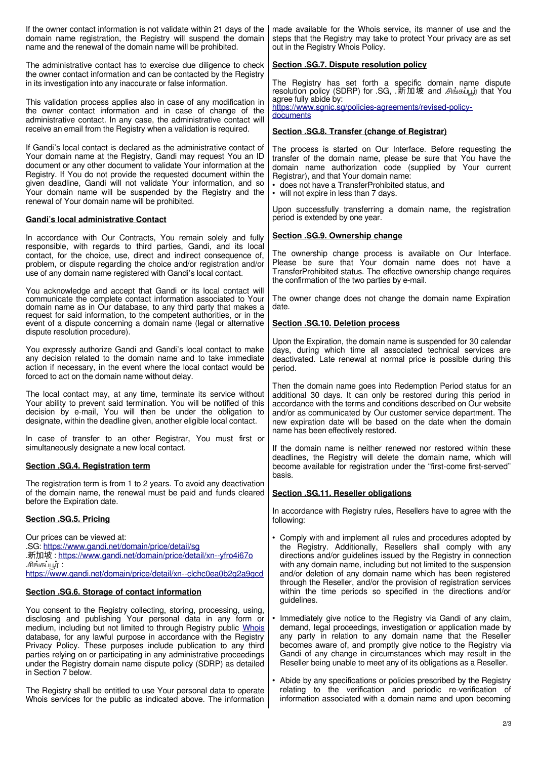If the owner contact information is not validate within 21 days of the domain name registration, the Registry will suspend the domain name and the renewal of the domain name will be prohibited.

The administrative contact has to exercise due diligence to check the owner contact information and can be contacted by the Registry in its investigation into any inaccurate or false information.

This validation process applies also in case of any modification in the owner contact information and in case of change of the administrative contact. In any case, the administrative contact will receive an email from the Registry when a validation is required.

If Gandi's local contact is declared as the administrative contact of Your domain name at the Registry, Gandi may request You an ID document or any other document to validate Your information at the Registry. If You do not provide the requested document within the given deadline, Gandi will not validate Your information, and so Your domain name will be suspended by the Registry and the renewal of Your domain name will be prohibited.

## Gandi's local administrative Contact

In accordance with Our Contracts, You remain solely and fully responsible, with regards to third parties, Gandi, and its local contact, for the choice, use, direct and indirect consequence of, problem, or dispute regarding the choice and/or registration and/or use of any domain name registered with Gandi's local contact.

You acknowledge and accept that Gandi or its local contact will communicate the complete contact information associated to Your domain name as in Our database, to any third party that makes a request for said information, to the competent authorities, or in the event of a dispute concerning a domain name (legal or alternative dispute resolution procedure).

You expressly authorize Gandi and Gandi's local contact to make any decision related to the domain name and to take immediate action if necessary, in the event where the local contact would be forced to act on the domain name without delay.

The local contact may, at any time, terminate its service without Your ability to prevent said termination. You will be notified of this decision by e-mail, You will then be under the obligation to designate, within the deadline given, another eligible local contact.

In case of transfer to an other Registrar, You must first or simultaneously designate a new local contact.

## Section .SG.4. Registration term

The registration term is from 1 to 2 years. To avoid any deactivation of the domain name, the renewal must be paid and funds cleared before the Expiration date.

## Section .SG.5. Pricing

Our prices can be viewed at:
.SG: https://www.gandi.net/domain/price/detail/sg
.新加坡 : https://www.gandi.net/domain/price/detail/xn--yfro4i67o
.சிங்கப்பூர் :
https://www.gandi.net/domain/price/detail/xn--clchc0ea0b2g2a9gcd

## Section .SG.6. Storage of contact information

You consent to the Registry collecting, storing, processing, using, disclosing and publishing Your personal data in any form or medium, including but not limited to through Registry public Whois database, for any lawful purpose in accordance with the Registry Privacy Policy. These purposes include publication to any third parties relying on or participating in any administrative proceedings under the Registry domain name dispute policy (SDRP) as detailed in Section 7 below.

The Registry shall be entitled to use Your personal data to operate Whois services for the public as indicated above. The information made available for the Whois service, its manner of use and the steps that the Registry may take to protect Your privacy are as set out in the Registry Whois Policy.

## Section .SG.7. Dispute resolution policy

The Registry has set forth a specific domain name dispute resolution policy (SDRP) for .SG, .新加坡 and .சிங்கப்பூர் that You agree fully abide by:
https://www.sgnic.sg/policies-agreements/revised-policy-documents

## Section .SG.8. Transfer (change of Registrar)

The process is started on Our Interface. Before requesting the transfer of the domain name, please be sure that You have the domain name authorization code (supplied by Your current Registrar), and that Your domain name:

- does not have a TransferProhibited status, and
- will not expire in less than 7 days.

Upon successfully transferring a domain name, the registration period is extended by one year.

## Section .SG.9. Ownership change

The ownership change process is available on Our Interface. Please be sure that Your domain name does not have a TransferProhibited status. The effective ownership change requires the confirmation of the two parties by e-mail.

The owner change does not change the domain name Expiration date.

## Section .SG.10. Deletion process

Upon the Expiration, the domain name is suspended for 30 calendar days, during which time all associated technical services are deactivated. Late renewal at normal price is possible during this period.

Then the domain name goes into Redemption Period status for an additional 30 days. It can only be restored during this period in accordance with the terms and conditions described on Our website and/or as communicated by Our customer service department. The new expiration date will be based on the date when the domain name has been effectively restored.

If the domain name is neither renewed nor restored within these deadlines, the Registry will delete the domain name, which will become available for registration under the "first-come first-served" basis.

## Section .SG.11. Reseller obligations

In accordance with Registry rules, Resellers have to agree with the following:

- Comply with and implement all rules and procedures adopted by the Registry. Additionally, Resellers shall comply with any directions and/or guidelines issued by the Registry in connection with any domain name, including but not limited to the suspension and/or deletion of any domain name which has been registered through the Reseller, and/or the provision of registration services within the time periods so specified in the directions and/or guidelines.
- Immediately give notice to the Registry via Gandi of any claim, demand, legal proceedings, investigation or application made by any party in relation to any domain name that the Reseller becomes aware of, and promptly give notice to the Registry via Gandi of any change in circumstances which may result in the Reseller being unable to meet any of its obligations as a Reseller.
- Abide by any specifications or policies prescribed by the Registry relating to the verification and periodic re-verification of information associated with a domain name and upon becoming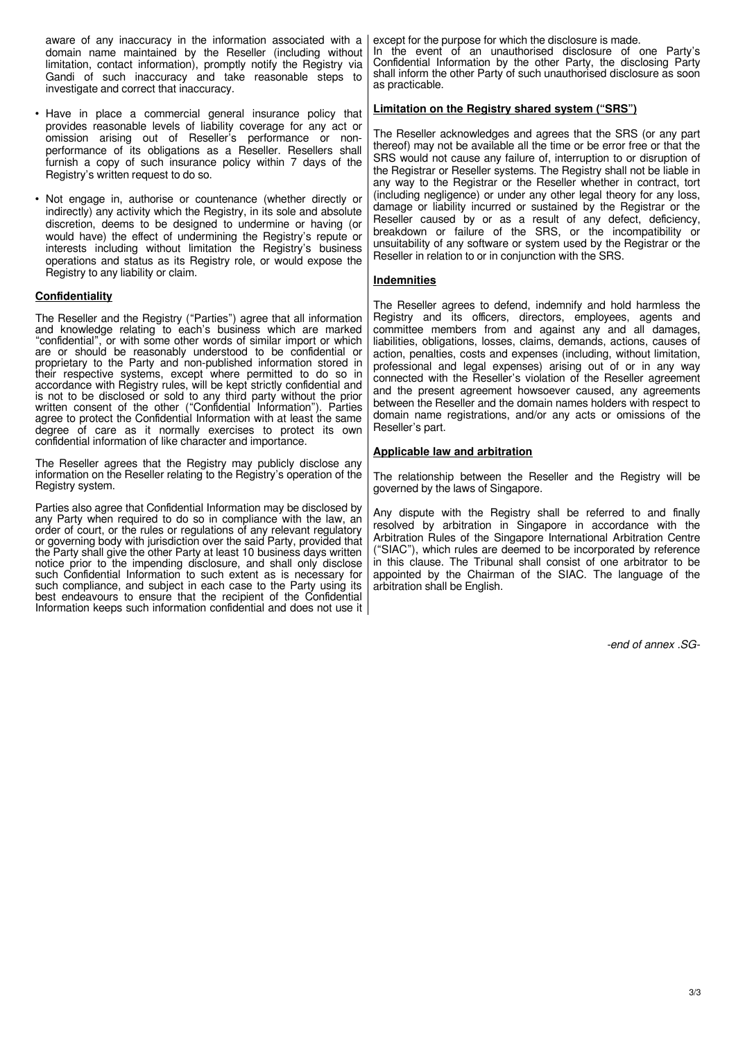aware of any inaccuracy in the information associated with a domain name maintained by the Reseller (including without limitation, contact information), promptly notify the Registry via Gandi of such inaccuracy and take reasonable steps to investigate and correct that inaccuracy.

- Have in place a commercial general insurance policy that provides reasonable levels of liability coverage for any act or omission arising out of Reseller's performance or non-performance of its obligations as a Reseller. Resellers shall furnish a copy of such insurance policy within 7 days of the Registry's written request to do so.
- Not engage in, authorise or countenance (whether directly or indirectly) any activity which the Registry, in its sole and absolute discretion, deems to be designed to undermine or having (or would have) the effect of undermining the Registry's repute or interests including without limitation the Registry's business operations and status as its Registry role, or would expose the Registry to any liability or claim.

**Confidentiality**

The Reseller and the Registry ("Parties") agree that all information and knowledge relating to each's business which are marked "confidential", or with some other words of similar import or which are or should be reasonably understood to be confidential or proprietary to the Party and non-published information stored in their respective systems, except where permitted to do so in accordance with Registry rules, will be kept strictly confidential and is not to be disclosed or sold to any third party without the prior written consent of the other ("Confidential Information"). Parties agree to protect the Confidential Information with at least the same degree of care as it normally exercises to protect its own confidential information of like character and importance.

The Reseller agrees that the Registry may publicly disclose any information on the Reseller relating to the Registry's operation of the Registry system.

Parties also agree that Confidential Information may be disclosed by any Party when required to do so in compliance with the law, an order of court, or the rules or regulations of any relevant regulatory or governing body with jurisdiction over the said Party, provided that the Party shall give the other Party at least 10 business days written notice prior to the impending disclosure, and shall only disclose such Confidential Information to such extent as is necessary for such compliance, and subject in each case to the Party using its best endeavours to ensure that the recipient of the Confidential Information keeps such information confidential and does not use it except for the purpose for which the disclosure is made.

In the event of an unauthorised disclosure of one Party's Confidential Information by the other Party, the disclosing Party shall inform the other Party of such unauthorised disclosure as soon as practicable.

**Limitation on the Registry shared system ("SRS")**

The Reseller acknowledges and agrees that the SRS (or any part thereof) may not be available all the time or be error free or that the SRS would not cause any failure of, interruption to or disruption of the Registrar or Reseller systems. The Registry shall not be liable in any way to the Registrar or the Reseller whether in contract, tort (including negligence) or under any other legal theory for any loss, damage or liability incurred or sustained by the Registrar or the Reseller caused by or as a result of any defect, deficiency, breakdown or failure of the SRS, or the incompatibility or unsuitability of any software or system used by the Registrar or the Reseller in relation to or in conjunction with the SRS.

**Indemnities**

The Reseller agrees to defend, indemnify and hold harmless the Registry and its officers, directors, employees, agents and committee members from and against any and all damages, liabilities, obligations, losses, claims, demands, actions, causes of action, penalties, costs and expenses (including, without limitation, professional and legal expenses) arising out of or in any way connected with the Reseller's violation of the Reseller agreement and the present agreement howsoever caused, any agreements between the Reseller and the domain names holders with respect to domain name registrations, and/or any acts or omissions of the Reseller's part.

**Applicable law and arbitration**

The relationship between the Reseller and the Registry will be governed by the laws of Singapore.

Any dispute with the Registry shall be referred to and finally resolved by arbitration in Singapore in accordance with the Arbitration Rules of the Singapore International Arbitration Centre ("SIAC"), which rules are deemed to be incorporated by reference in this clause. The Tribunal shall consist of one arbitrator to be appointed by the Chairman of the SIAC. The language of the arbitration shall be English.

*-end of annex .SG-*